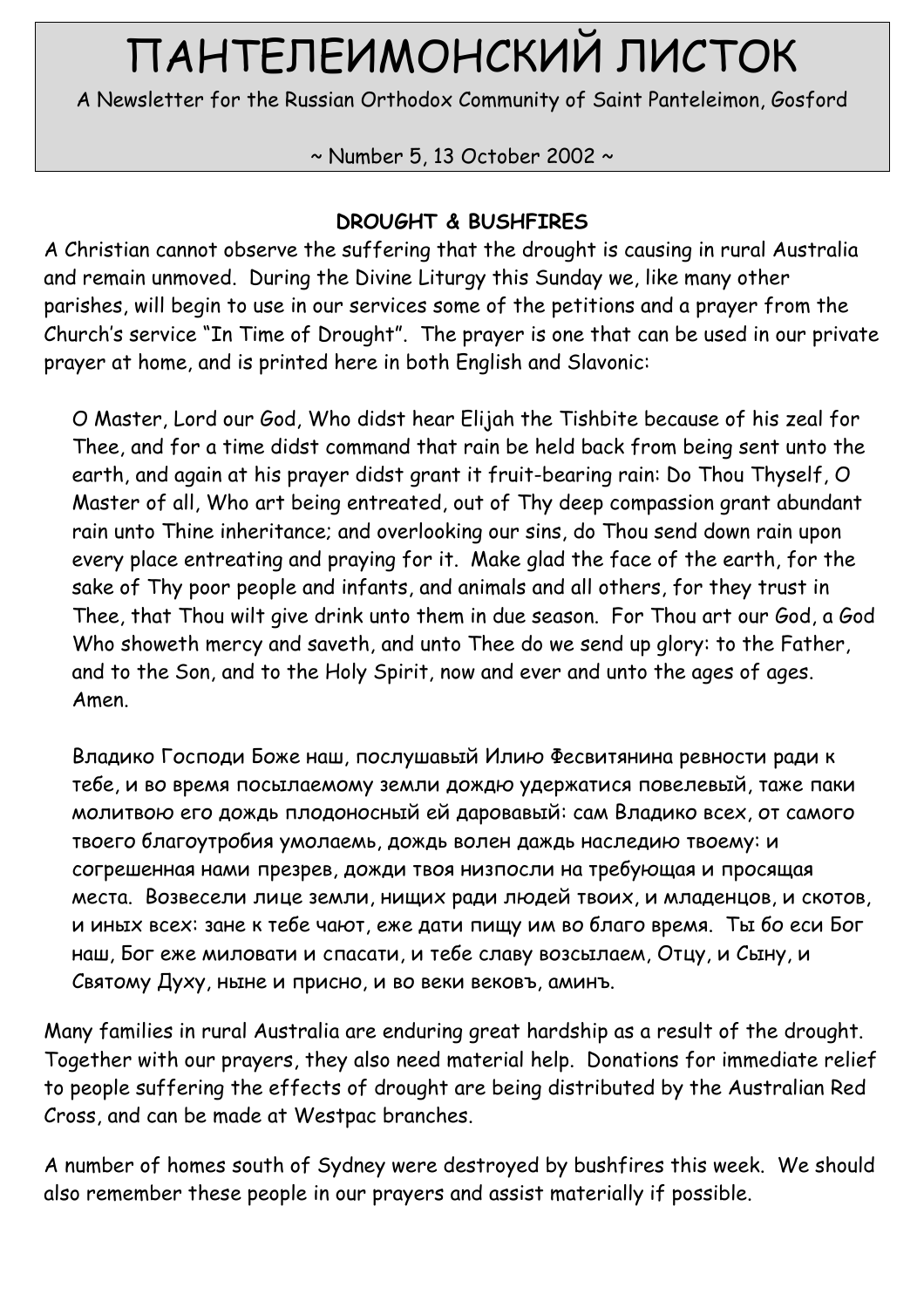# ПАНТЕЛЕИМОНСКИЙ ЛИСТОК

A Newsletter for the Russian Orthodox Community of Saint Panteleimon, Gosford

~ Number 5, 13 October 2002 ~

## DROUGHT & BUSHFIRES

A Christian cannot observe the suffering that the drought is causing in rural Australia and remain unmoved. During the Divine Liturgy this Sunday we, like many other parishes, will begin to use in our services some of the petitions and a prayer from the Church's service "In Time of Drought". The prayer is one that can be used in our private prayer at home, and is printed here in both English and Slavonic:

> O Master, Lord our God, Who didst hear Elijah the Tishbite because of his zeal for Thee, and for a time didst command that rain be held back from being sent unto the earth, and again at his prayer didst grant it fruit-bearing rain: Do Thou Thyself, O Master of all, Who art being entreated, out of Thy deep compassion grant abundant rain unto Thine inheritance; and overlooking our sins, do Thou send down rain upon every place entreating and praying for it. Make glad the face of the earth, for the sake of Thy poor people and infants, and animals and all others, for they trust in Thee, that Thou wilt give drink unto them in due season. For Thou art our God, a God Who showeth mercy and saveth, and unto Thee do we send up glory: to the Father, and to the Son, and to the Holy Spirit, now and ever and unto the ages of ages. Amen.
>
> Владико Господи Боже наш, послушавый Илию Фесвитянина ревности ради к тебе, и во время посылаемому земли дождю удержатися повелевый, таже паки молитвою его дождь плодоносный ей даровавый: сам Владико всех, от самого твоего благоутробия умолаемь, дождь волен даждь наследию твоему: и согрешенная нами презрев, дожди твоя низпосли на требующая и просящая места. Возвесели лице земли, нищих ради людей твоих, и младенцов, и скотов, и иных всех: зане к тебе чают, еже дати пищу им во благо время. Ты бо еси Бог наш, Бог еже миловати и спасати, и тебе славу возсылаем, Отцу, и Сыну, и Святому Духу, ныне и присно, и во веки вековъ, аминъ.

Many families in rural Australia are enduring great hardship as a result of the drought. Together with our prayers, they also need material help. Donations for immediate relief to people suffering the effects of drought are being distributed by the Australian Red Cross, and can be made at Westpac branches.

A number of homes south of Sydney were destroyed by bushfires this week. We should also remember these people in our prayers and assist materially if possible.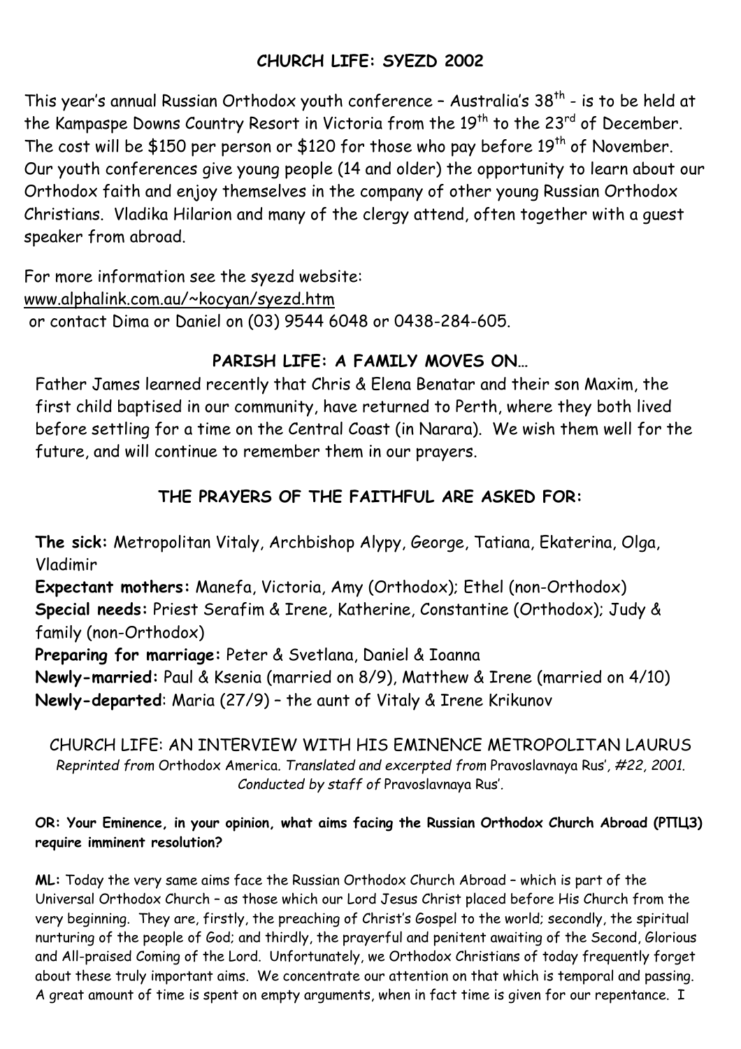## CHURCH LIFE: SYEZD 2002

This year's annual Russian Orthodox youth conference – Australia's 38th - is to be held at the Kampaspe Downs Country Resort in Victoria from the 19th to the 23rd of December. The cost will be $150 per person or $120 for those who pay before 19th of November. Our youth conferences give young people (14 and older) the opportunity to learn about our Orthodox faith and enjoy themselves in the company of other young Russian Orthodox Christians. Vladika Hilarion and many of the clergy attend, often together with a guest speaker from abroad.

For more information see the syezd website:
www.alphalink.com.au/~kocyan/syezd.htm
or contact Dima or Daniel on (03) 9544 6048 or 0438-284-605.

## PARISH LIFE: A FAMILY MOVES ON…

Father James learned recently that Chris & Elena Benatar and their son Maxim, the first child baptised in our community, have returned to Perth, where they both lived before settling for a time on the Central Coast (in Narara). We wish them well for the future, and will continue to remember them in our prayers.

## THE PRAYERS OF THE FAITHFUL ARE ASKED FOR:

**The sick:** Metropolitan Vitaly, Archbishop Alypy, George, Tatiana, Ekaterina, Olga, Vladimir
**Expectant mothers:** Manefa, Victoria, Amy (Orthodox); Ethel (non-Orthodox)
**Special needs:** Priest Serafim & Irene, Katherine, Constantine (Orthodox); Judy & family (non-Orthodox)
**Preparing for marriage:** Peter & Svetlana, Daniel & Ioanna
**Newly-married:** Paul & Ksenia (married on 8/9), Matthew & Irene (married on 4/10)
**Newly-departed**: Maria (27/9) – the aunt of Vitaly & Irene Krikunov

## CHURCH LIFE: AN INTERVIEW WITH HIS EMINENCE METROPOLITAN LAURUS

*Reprinted from* Orthodox America. *Translated and excerpted from* Pravoslavnaya Rus'*, #22, 2001. Conducted by staff of* Pravoslavnaya Rus'.

**OR: Your Eminence, in your opinion, what aims facing the Russian Orthodox Church Abroad (РПЦЗ) require imminent resolution?**

**ML:** Today the very same aims face the Russian Orthodox Church Abroad – which is part of the Universal Orthodox Church – as those which our Lord Jesus Christ placed before His Church from the very beginning. They are, firstly, the preaching of Christ's Gospel to the world; secondly, the spiritual nurturing of the people of God; and thirdly, the prayerful and penitent awaiting of the Second, Glorious and All-praised Coming of the Lord. Unfortunately, we Orthodox Christians of today frequently forget about these truly important aims. We concentrate our attention on that which is temporal and passing. A great amount of time is spent on empty arguments, when in fact time is given for our repentance. I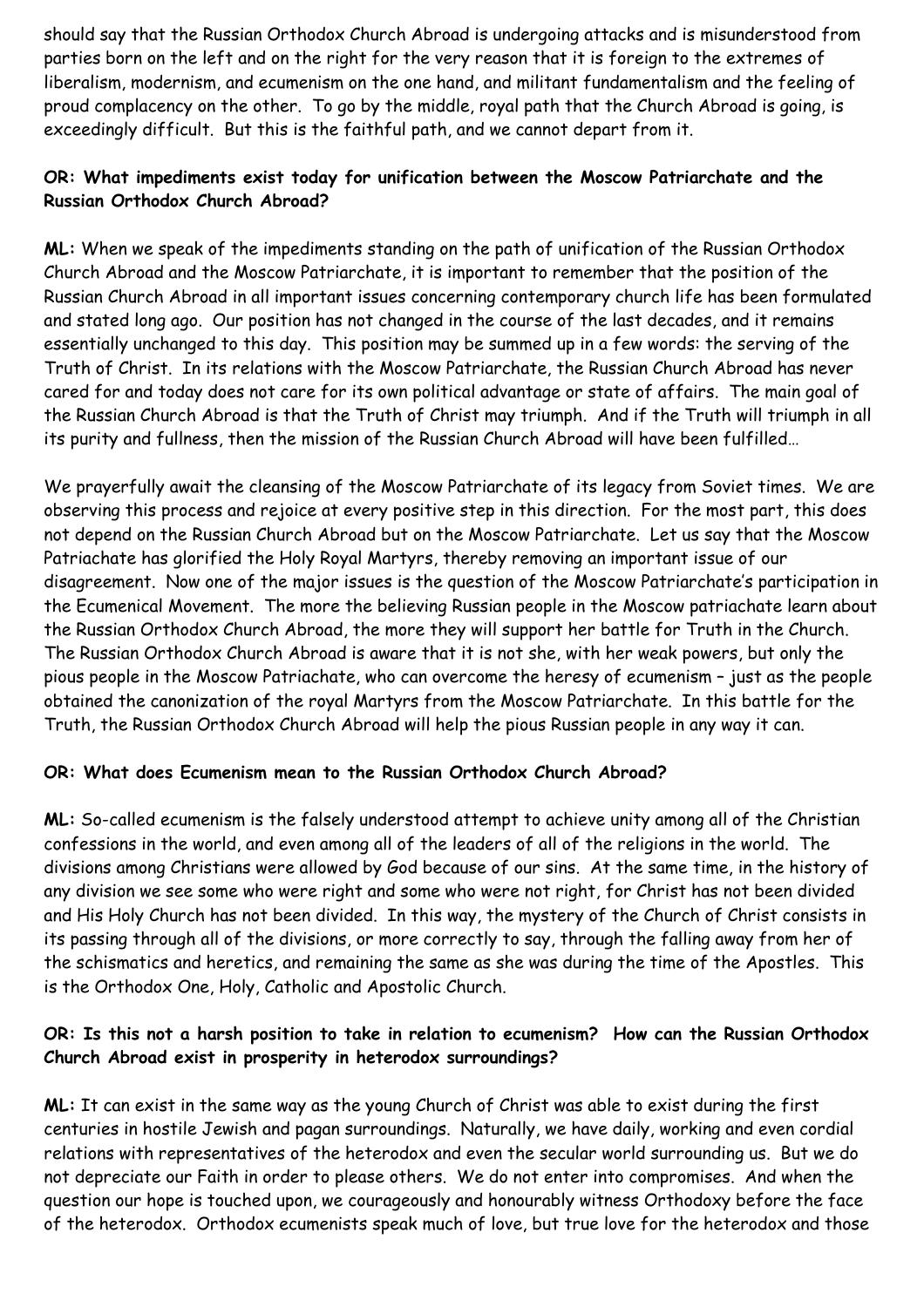should say that the Russian Orthodox Church Abroad is undergoing attacks and is misunderstood from parties born on the left and on the right for the very reason that it is foreign to the extremes of liberalism, modernism, and ecumenism on the one hand, and militant fundamentalism and the feeling of proud complacency on the other. To go by the middle, royal path that the Church Abroad is going, is exceedingly difficult. But this is the faithful path, and we cannot depart from it.

**OR: What impediments exist today for unification between the Moscow Patriarchate and the Russian Orthodox Church Abroad?**

**ML:** When we speak of the impediments standing on the path of unification of the Russian Orthodox Church Abroad and the Moscow Patriarchate, it is important to remember that the position of the Russian Church Abroad in all important issues concerning contemporary church life has been formulated and stated long ago. Our position has not changed in the course of the last decades, and it remains essentially unchanged to this day. This position may be summed up in a few words: the serving of the Truth of Christ. In its relations with the Moscow Patriarchate, the Russian Church Abroad has never cared for and today does not care for its own political advantage or state of affairs. The main goal of the Russian Church Abroad is that the Truth of Christ may triumph. And if the Truth will triumph in all its purity and fullness, then the mission of the Russian Church Abroad will have been fulfilled…

We prayerfully await the cleansing of the Moscow Patriarchate of its legacy from Soviet times. We are observing this process and rejoice at every positive step in this direction. For the most part, this does not depend on the Russian Church Abroad but on the Moscow Patriarchate. Let us say that the Moscow Patriachate has glorified the Holy Royal Martyrs, thereby removing an important issue of our disagreement. Now one of the major issues is the question of the Moscow Patriarchate's participation in the Ecumenical Movement. The more the believing Russian people in the Moscow patriachate learn about the Russian Orthodox Church Abroad, the more they will support her battle for Truth in the Church. The Russian Orthodox Church Abroad is aware that it is not she, with her weak powers, but only the pious people in the Moscow Patriachate, who can overcome the heresy of ecumenism – just as the people obtained the canonization of the royal Martyrs from the Moscow Patriarchate. In this battle for the Truth, the Russian Orthodox Church Abroad will help the pious Russian people in any way it can.

**OR: What does Ecumenism mean to the Russian Orthodox Church Abroad?**

**ML:** So-called ecumenism is the falsely understood attempt to achieve unity among all of the Christian confessions in the world, and even among all of the leaders of all of the religions in the world. The divisions among Christians were allowed by God because of our sins. At the same time, in the history of any division we see some who were right and some who were not right, for Christ has not been divided and His Holy Church has not been divided. In this way, the mystery of the Church of Christ consists in its passing through all of the divisions, or more correctly to say, through the falling away from her of the schismatics and heretics, and remaining the same as she was during the time of the Apostles. This is the Orthodox One, Holy, Catholic and Apostolic Church.

**OR: Is this not a harsh position to take in relation to ecumenism? How can the Russian Orthodox Church Abroad exist in prosperity in heterodox surroundings?**

**ML:** It can exist in the same way as the young Church of Christ was able to exist during the first centuries in hostile Jewish and pagan surroundings. Naturally, we have daily, working and even cordial relations with representatives of the heterodox and even the secular world surrounding us. But we do not depreciate our Faith in order to please others. We do not enter into compromises. And when the question our hope is touched upon, we courageously and honourably witness Orthodoxy before the face of the heterodox. Orthodox ecumenists speak much of love, but true love for the heterodox and those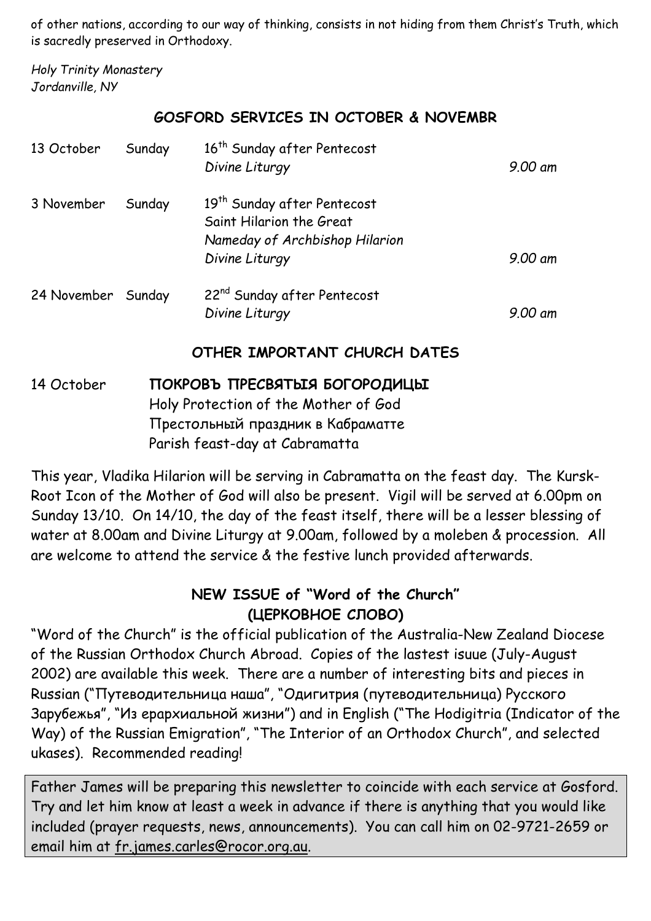of other nations, according to our way of thinking, consists in not hiding from them Christ's Truth, which is sacredly preserved in Orthodoxy.

*Holy Trinity Monastery*
*Jordanville, NY*

## GOSFORD SERVICES IN OCTOBER & NOVEMBR

| | | | |
|---|---|---|---|
| 13 October | Sunday | 16th Sunday after Pentecost<br>*Divine Liturgy* | *9.00 am* |
| 3 November | Sunday | 19th Sunday after Pentecost<br>Saint Hilarion the Great<br>*Nameday of Archbishop Hilarion*<br>*Divine Liturgy* | *9.00 am* |
| 24 November | Sunday | 22nd Sunday after Pentecost<br>*Divine Liturgy* | *9.00 am* |

## OTHER IMPORTANT CHURCH DATES

14 October **ПОКРОВЪ ПРЕСВЯТЫЯ БОГОРОДИЦЫ**
Holy Protection of the Mother of God
Престольный праздник в Кабраматте
Parish feast-day at Cabramatta

This year, Vladika Hilarion will be serving in Cabramatta on the feast day. The Kursk-Root Icon of the Mother of God will also be present. Vigil will be served at 6.00pm on Sunday 13/10. On 14/10, the day of the feast itself, there will be a lesser blessing of water at 8.00am and Divine Liturgy at 9.00am, followed by a moleben & procession. All are welcome to attend the service & the festive lunch provided afterwards.

## NEW ISSUE of "Word of the Church" (ЦЕРКОВНОЕ СЛОВО)

"Word of the Church" is the official publication of the Australia-New Zealand Diocese of the Russian Orthodox Church Abroad. Copies of the lastest isuue (July-August 2002) are available this week. There are a number of interesting bits and pieces in Russian ("Путеводительница наша", "Одигитрия (путеводительница) Русского Зарубежья", "Из ерархиальной жизни") and in English ("The Hodigitria (Indicator of the Way) of the Russian Emigration", "The Interior of an Orthodox Church", and selected ukases). Recommended reading!

Father James will be preparing this newsletter to coincide with each service at Gosford. Try and let him know at least a week in advance if there is anything that you would like included (prayer requests, news, announcements). You can call him on 02-9721-2659 or email him at fr.james.carles@rocor.org.au.